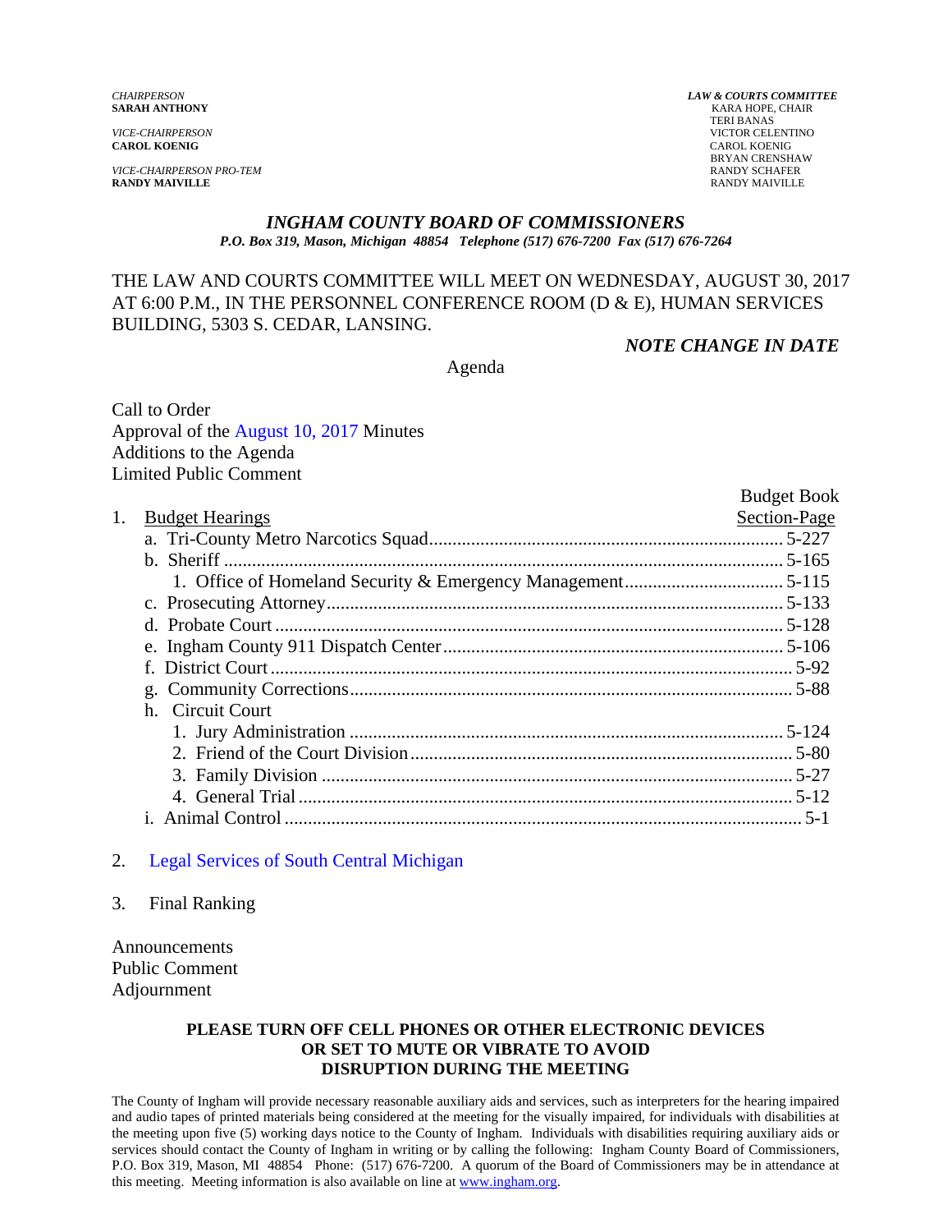*CHAIRPERSON*
**SARAH ANTHONY**

*VICE-CHAIRPERSON*
**CAROL KOENIG**

*VICE-CHAIRPERSON PRO-TEM*
**RANDY MAIVILLE**

***LAW & COURTS COMMITTEE***
KARA HOPE, CHAIR
TERI BANAS
VICTOR CELENTINO
CAROL KOENIG
BRYAN CRENSHAW
RANDY SCHAFER
RANDY MAIVILLE

# *INGHAM COUNTY BOARD OF COMMISSIONERS*

***P.O. Box 319, Mason, Michigan 48854 Telephone (517) 676-7200 Fax (517) 676-7264***

THE LAW AND COURTS COMMITTEE WILL MEET ON WEDNESDAY, AUGUST 30, 2017 AT 6:00 P.M., IN THE PERSONNEL CONFERENCE ROOM (D & E), HUMAN SERVICES BUILDING, 5303 S. CEDAR, LANSING.

***NOTE CHANGE IN DATE***

Agenda

Call to Order
Approval of the August 10, 2017 Minutes
Additions to the Agenda
Limited Public Comment

| | | Budget Book Section-Page |
|---|---|---|
| 1. | Budget Hearings | |
| | a. Tri-County Metro Narcotics Squad | 5-227 |
| | b. Sheriff | 5-165 |
| | 1. Office of Homeland Security & Emergency Management | 5-115 |
| | c. Prosecuting Attorney | 5-133 |
| | d. Probate Court | 5-128 |
| | e. Ingham County 911 Dispatch Center | 5-106 |
| | f. District Court | 5-92 |
| | g. Community Corrections | 5-88 |
| | h. Circuit Court | |
| | 1. Jury Administration | 5-124 |
| | 2. Friend of the Court Division | 5-80 |
| | 3. Family Division | 5-27 |
| | 4. General Trial | 5-12 |
| | i. Animal Control | 5-1 |

2. Legal Services of South Central Michigan

3. Final Ranking

Announcements
Public Comment
Adjournment

**PLEASE TURN OFF CELL PHONES OR OTHER ELECTRONIC DEVICES OR SET TO MUTE OR VIBRATE TO AVOID DISRUPTION DURING THE MEETING**

The County of Ingham will provide necessary reasonable auxiliary aids and services, such as interpreters for the hearing impaired and audio tapes of printed materials being considered at the meeting for the visually impaired, for individuals with disabilities at the meeting upon five (5) working days notice to the County of Ingham. Individuals with disabilities requiring auxiliary aids or services should contact the County of Ingham in writing or by calling the following: Ingham County Board of Commissioners, P.O. Box 319, Mason, MI 48854 Phone: (517) 676-7200. A quorum of the Board of Commissioners may be in attendance at this meeting. Meeting information is also available on line at www.ingham.org.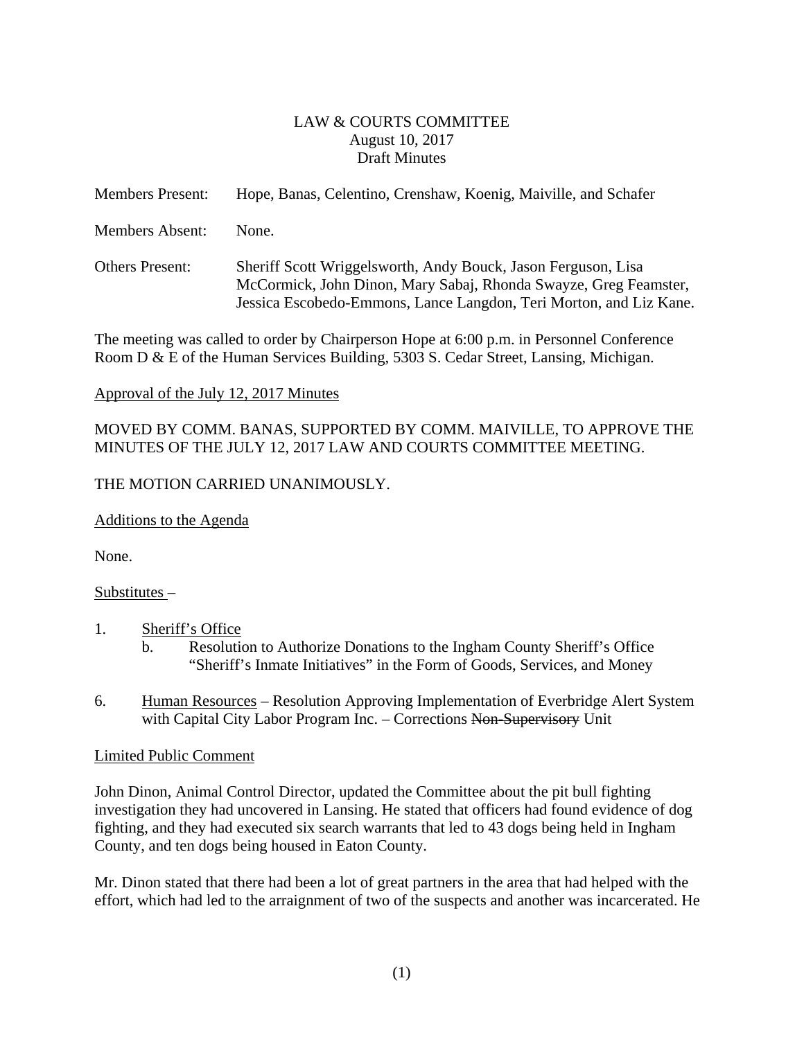# LAW & COURTS COMMITTEE
August 10, 2017
Draft Minutes

| | |
|---|---|
| Members Present: | Hope, Banas, Celentino, Crenshaw, Koenig, Maiville, and Schafer |
| Members Absent: | None. |
| Others Present: | Sheriff Scott Wriggelsworth, Andy Bouck, Jason Ferguson, Lisa McCormick, John Dinon, Mary Sabaj, Rhonda Swayze, Greg Feamster, Jessica Escobedo-Emmons, Lance Langdon, Teri Morton, and Liz Kane. |

The meeting was called to order by Chairperson Hope at 6:00 p.m. in Personnel Conference Room D & E of the Human Services Building, 5303 S. Cedar Street, Lansing, Michigan.

Approval of the July 12, 2017 Minutes

MOVED BY COMM. BANAS, SUPPORTED BY COMM. MAIVILLE, TO APPROVE THE MINUTES OF THE JULY 12, 2017 LAW AND COURTS COMMITTEE MEETING.

THE MOTION CARRIED UNANIMOUSLY.

Additions to the Agenda

None.

Substitutes –

1. Sheriff's Office
   b. Resolution to Authorize Donations to the Ingham County Sheriff's Office "Sheriff's Inmate Initiatives" in the Form of Goods, Services, and Money

6. Human Resources – Resolution Approving Implementation of Everbridge Alert System with Capital City Labor Program Inc. – Corrections ~~Non-Supervisory~~ Unit

Limited Public Comment

John Dinon, Animal Control Director, updated the Committee about the pit bull fighting investigation they had uncovered in Lansing. He stated that officers had found evidence of dog fighting, and they had executed six search warrants that led to 43 dogs being held in Ingham County, and ten dogs being housed in Eaton County.

Mr. Dinon stated that there had been a lot of great partners in the area that had helped with the effort, which had led to the arraignment of two of the suspects and another was incarcerated. He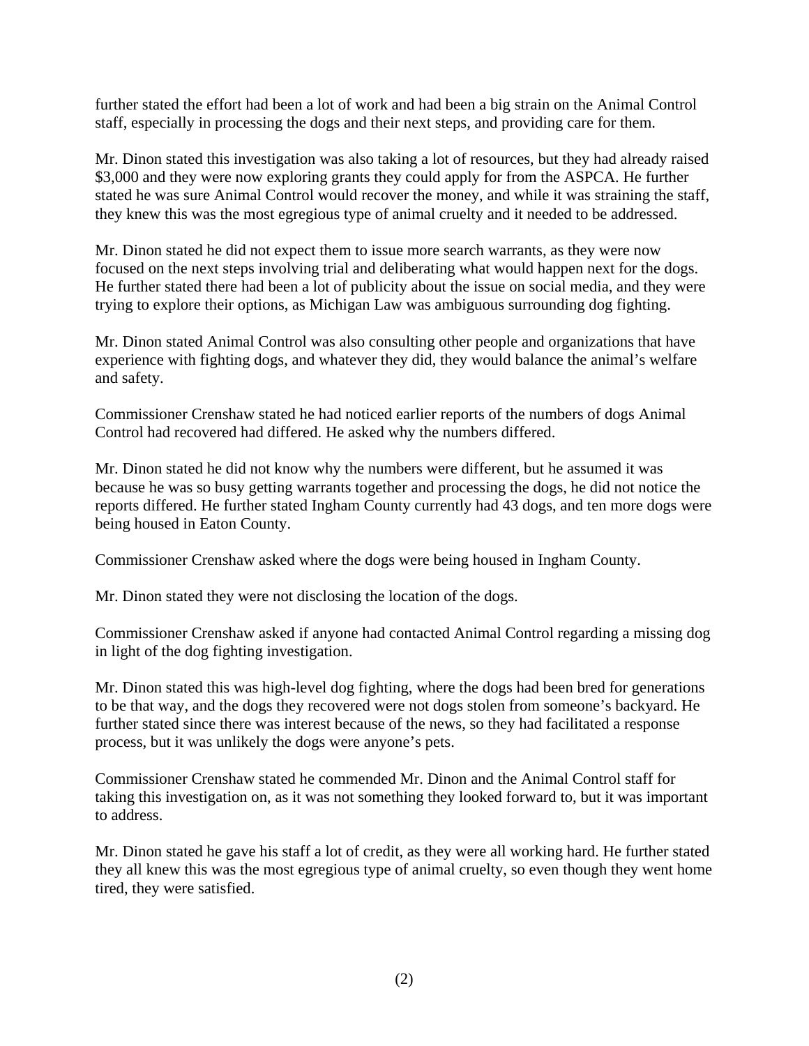further stated the effort had been a lot of work and had been a big strain on the Animal Control staff, especially in processing the dogs and their next steps, and providing care for them.

Mr. Dinon stated this investigation was also taking a lot of resources, but they had already raised $3,000 and they were now exploring grants they could apply for from the ASPCA. He further stated he was sure Animal Control would recover the money, and while it was straining the staff, they knew this was the most egregious type of animal cruelty and it needed to be addressed.

Mr. Dinon stated he did not expect them to issue more search warrants, as they were now focused on the next steps involving trial and deliberating what would happen next for the dogs. He further stated there had been a lot of publicity about the issue on social media, and they were trying to explore their options, as Michigan Law was ambiguous surrounding dog fighting.

Mr. Dinon stated Animal Control was also consulting other people and organizations that have experience with fighting dogs, and whatever they did, they would balance the animal's welfare and safety.

Commissioner Crenshaw stated he had noticed earlier reports of the numbers of dogs Animal Control had recovered had differed. He asked why the numbers differed.

Mr. Dinon stated he did not know why the numbers were different, but he assumed it was because he was so busy getting warrants together and processing the dogs, he did not notice the reports differed. He further stated Ingham County currently had 43 dogs, and ten more dogs were being housed in Eaton County.

Commissioner Crenshaw asked where the dogs were being housed in Ingham County.

Mr. Dinon stated they were not disclosing the location of the dogs.

Commissioner Crenshaw asked if anyone had contacted Animal Control regarding a missing dog in light of the dog fighting investigation.

Mr. Dinon stated this was high-level dog fighting, where the dogs had been bred for generations to be that way, and the dogs they recovered were not dogs stolen from someone's backyard. He further stated since there was interest because of the news, so they had facilitated a response process, but it was unlikely the dogs were anyone's pets.

Commissioner Crenshaw stated he commended Mr. Dinon and the Animal Control staff for taking this investigation on, as it was not something they looked forward to, but it was important to address.

Mr. Dinon stated he gave his staff a lot of credit, as they were all working hard. He further stated they all knew this was the most egregious type of animal cruelty, so even though they went home tired, they were satisfied.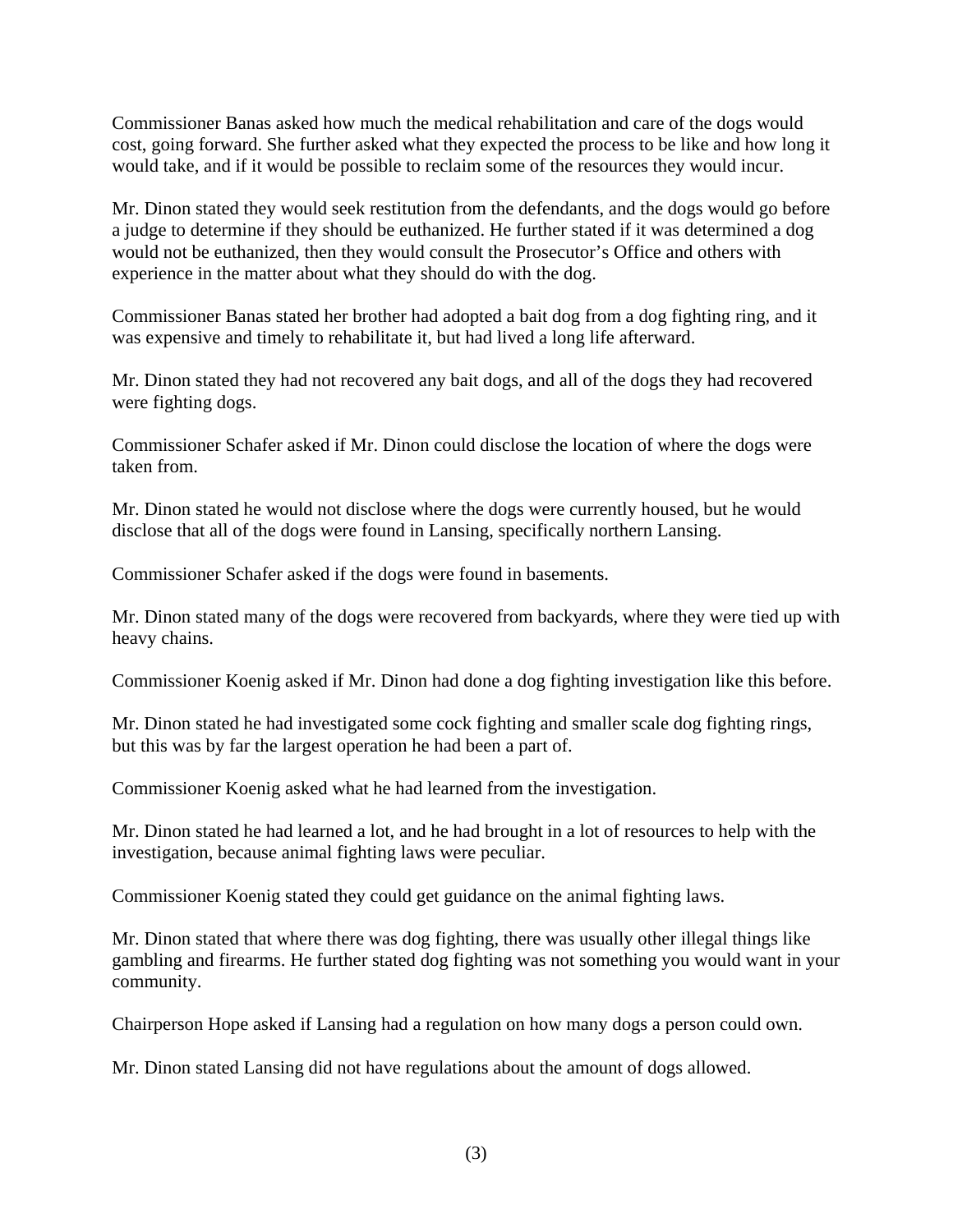Commissioner Banas asked how much the medical rehabilitation and care of the dogs would cost, going forward. She further asked what they expected the process to be like and how long it would take, and if it would be possible to reclaim some of the resources they would incur.

Mr. Dinon stated they would seek restitution from the defendants, and the dogs would go before a judge to determine if they should be euthanized. He further stated if it was determined a dog would not be euthanized, then they would consult the Prosecutor's Office and others with experience in the matter about what they should do with the dog.

Commissioner Banas stated her brother had adopted a bait dog from a dog fighting ring, and it was expensive and timely to rehabilitate it, but had lived a long life afterward.

Mr. Dinon stated they had not recovered any bait dogs, and all of the dogs they had recovered were fighting dogs.

Commissioner Schafer asked if Mr. Dinon could disclose the location of where the dogs were taken from.

Mr. Dinon stated he would not disclose where the dogs were currently housed, but he would disclose that all of the dogs were found in Lansing, specifically northern Lansing.

Commissioner Schafer asked if the dogs were found in basements.

Mr. Dinon stated many of the dogs were recovered from backyards, where they were tied up with heavy chains.

Commissioner Koenig asked if Mr. Dinon had done a dog fighting investigation like this before.

Mr. Dinon stated he had investigated some cock fighting and smaller scale dog fighting rings, but this was by far the largest operation he had been a part of.

Commissioner Koenig asked what he had learned from the investigation.

Mr. Dinon stated he had learned a lot, and he had brought in a lot of resources to help with the investigation, because animal fighting laws were peculiar.

Commissioner Koenig stated they could get guidance on the animal fighting laws.

Mr. Dinon stated that where there was dog fighting, there was usually other illegal things like gambling and firearms. He further stated dog fighting was not something you would want in your community.

Chairperson Hope asked if Lansing had a regulation on how many dogs a person could own.

Mr. Dinon stated Lansing did not have regulations about the amount of dogs allowed.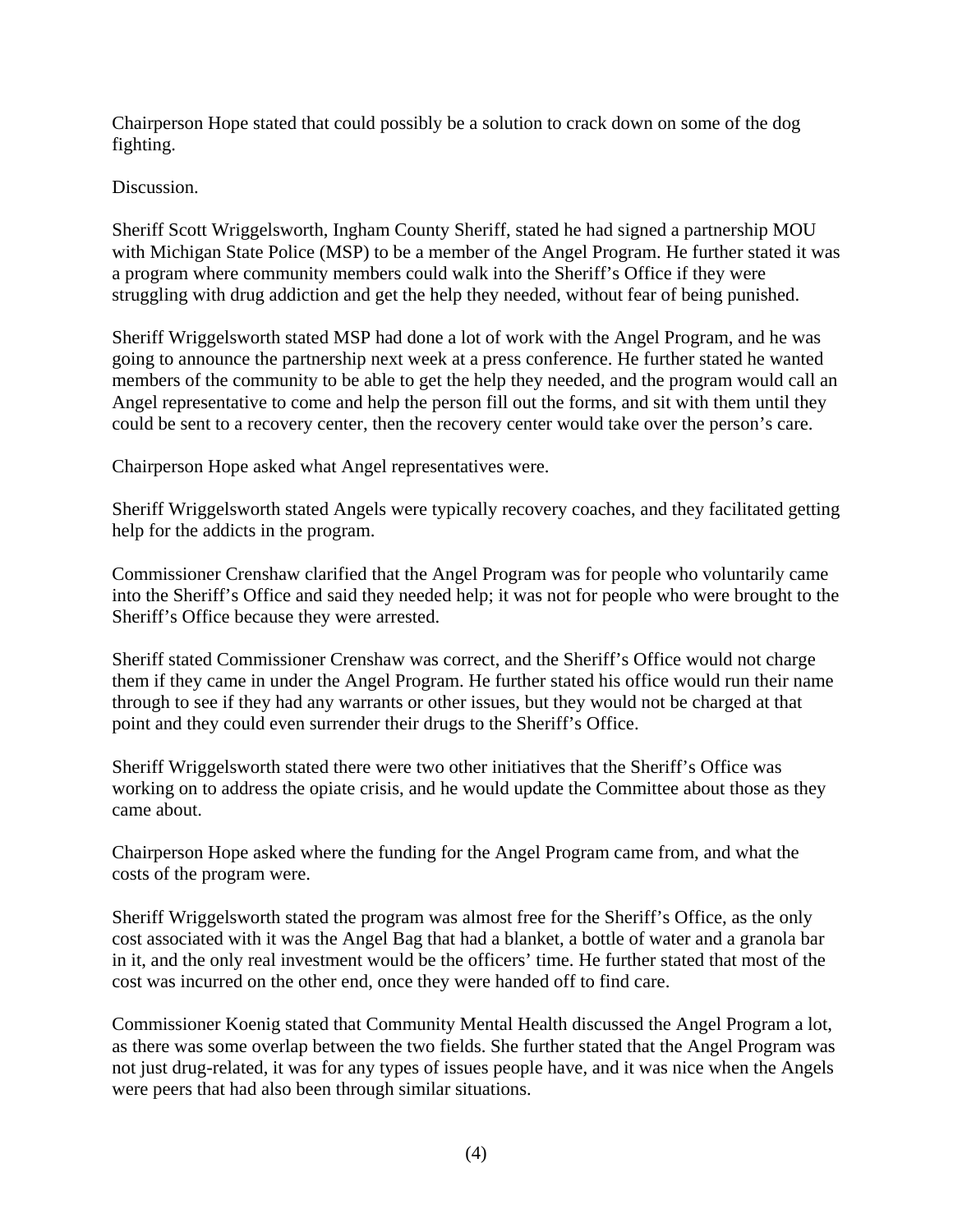Chairperson Hope stated that could possibly be a solution to crack down on some of the dog fighting.

Discussion.

Sheriff Scott Wriggelsworth, Ingham County Sheriff, stated he had signed a partnership MOU with Michigan State Police (MSP) to be a member of the Angel Program. He further stated it was a program where community members could walk into the Sheriff's Office if they were struggling with drug addiction and get the help they needed, without fear of being punished.

Sheriff Wriggelsworth stated MSP had done a lot of work with the Angel Program, and he was going to announce the partnership next week at a press conference. He further stated he wanted members of the community to be able to get the help they needed, and the program would call an Angel representative to come and help the person fill out the forms, and sit with them until they could be sent to a recovery center, then the recovery center would take over the person's care.

Chairperson Hope asked what Angel representatives were.

Sheriff Wriggelsworth stated Angels were typically recovery coaches, and they facilitated getting help for the addicts in the program.

Commissioner Crenshaw clarified that the Angel Program was for people who voluntarily came into the Sheriff's Office and said they needed help; it was not for people who were brought to the Sheriff's Office because they were arrested.

Sheriff stated Commissioner Crenshaw was correct, and the Sheriff's Office would not charge them if they came in under the Angel Program. He further stated his office would run their name through to see if they had any warrants or other issues, but they would not be charged at that point and they could even surrender their drugs to the Sheriff's Office.

Sheriff Wriggelsworth stated there were two other initiatives that the Sheriff's Office was working on to address the opiate crisis, and he would update the Committee about those as they came about.

Chairperson Hope asked where the funding for the Angel Program came from, and what the costs of the program were.

Sheriff Wriggelsworth stated the program was almost free for the Sheriff's Office, as the only cost associated with it was the Angel Bag that had a blanket, a bottle of water and a granola bar in it, and the only real investment would be the officers' time. He further stated that most of the cost was incurred on the other end, once they were handed off to find care.

Commissioner Koenig stated that Community Mental Health discussed the Angel Program a lot, as there was some overlap between the two fields. She further stated that the Angel Program was not just drug-related, it was for any types of issues people have, and it was nice when the Angels were peers that had also been through similar situations.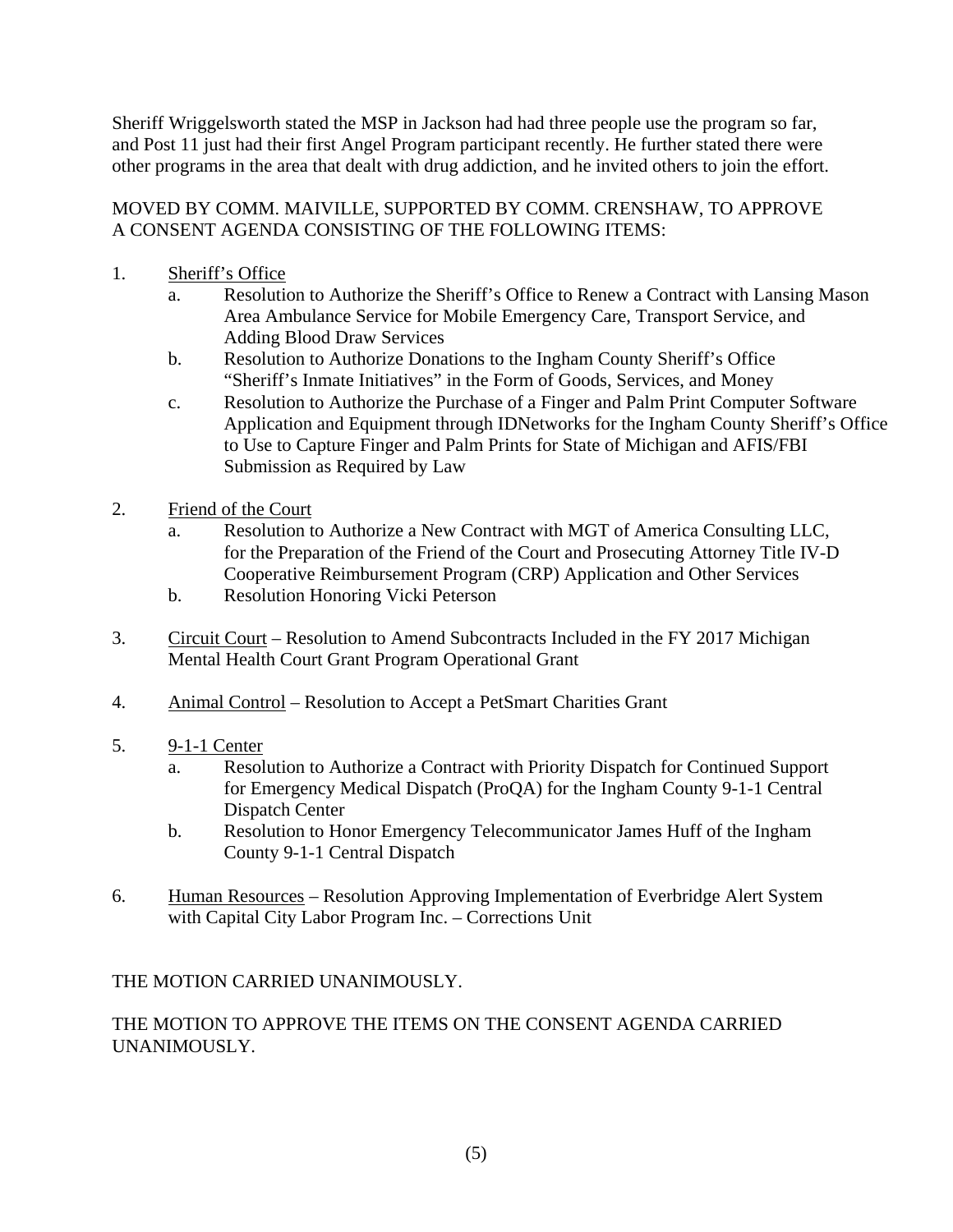Sheriff Wriggelsworth stated the MSP in Jackson had had three people use the program so far, and Post 11 just had their first Angel Program participant recently. He further stated there were other programs in the area that dealt with drug addiction, and he invited others to join the effort.

MOVED BY COMM. MAIVILLE, SUPPORTED BY COMM. CRENSHAW, TO APPROVE A CONSENT AGENDA CONSISTING OF THE FOLLOWING ITEMS:

1. Sheriff's Office
   a. Resolution to Authorize the Sheriff's Office to Renew a Contract with Lansing Mason Area Ambulance Service for Mobile Emergency Care, Transport Service, and Adding Blood Draw Services
   b. Resolution to Authorize Donations to the Ingham County Sheriff's Office "Sheriff's Inmate Initiatives" in the Form of Goods, Services, and Money
   c. Resolution to Authorize the Purchase of a Finger and Palm Print Computer Software Application and Equipment through IDNetworks for the Ingham County Sheriff's Office to Use to Capture Finger and Palm Prints for State of Michigan and AFIS/FBI Submission as Required by Law

2. Friend of the Court
   a. Resolution to Authorize a New Contract with MGT of America Consulting LLC, for the Preparation of the Friend of the Court and Prosecuting Attorney Title IV-D Cooperative Reimbursement Program (CRP) Application and Other Services
   b. Resolution Honoring Vicki Peterson

3. Circuit Court – Resolution to Amend Subcontracts Included in the FY 2017 Michigan Mental Health Court Grant Program Operational Grant

4. Animal Control – Resolution to Accept a PetSmart Charities Grant

5. 9-1-1 Center
   a. Resolution to Authorize a Contract with Priority Dispatch for Continued Support for Emergency Medical Dispatch (ProQA) for the Ingham County 9-1-1 Central Dispatch Center
   b. Resolution to Honor Emergency Telecommunicator James Huff of the Ingham County 9-1-1 Central Dispatch

6. Human Resources – Resolution Approving Implementation of Everbridge Alert System with Capital City Labor Program Inc. – Corrections Unit

THE MOTION CARRIED UNANIMOUSLY.

THE MOTION TO APPROVE THE ITEMS ON THE CONSENT AGENDA CARRIED UNANIMOUSLY.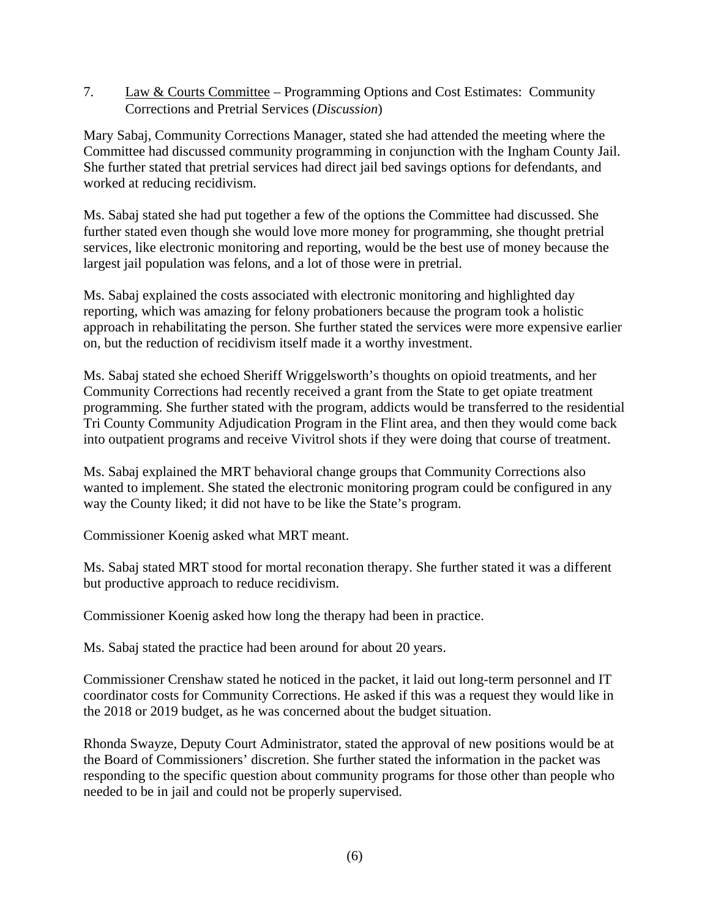7. Law & Courts Committee – Programming Options and Cost Estimates: Community Corrections and Pretrial Services (*Discussion*)

Mary Sabaj, Community Corrections Manager, stated she had attended the meeting where the Committee had discussed community programming in conjunction with the Ingham County Jail. She further stated that pretrial services had direct jail bed savings options for defendants, and worked at reducing recidivism.

Ms. Sabaj stated she had put together a few of the options the Committee had discussed. She further stated even though she would love more money for programming, she thought pretrial services, like electronic monitoring and reporting, would be the best use of money because the largest jail population was felons, and a lot of those were in pretrial.

Ms. Sabaj explained the costs associated with electronic monitoring and highlighted day reporting, which was amazing for felony probationers because the program took a holistic approach in rehabilitating the person. She further stated the services were more expensive earlier on, but the reduction of recidivism itself made it a worthy investment.

Ms. Sabaj stated she echoed Sheriff Wriggelsworth's thoughts on opioid treatments, and her Community Corrections had recently received a grant from the State to get opiate treatment programming. She further stated with the program, addicts would be transferred to the residential Tri County Community Adjudication Program in the Flint area, and then they would come back into outpatient programs and receive Vivitrol shots if they were doing that course of treatment.

Ms. Sabaj explained the MRT behavioral change groups that Community Corrections also wanted to implement. She stated the electronic monitoring program could be configured in any way the County liked; it did not have to be like the State's program.

Commissioner Koenig asked what MRT meant.

Ms. Sabaj stated MRT stood for mortal reconation therapy. She further stated it was a different but productive approach to reduce recidivism.

Commissioner Koenig asked how long the therapy had been in practice.

Ms. Sabaj stated the practice had been around for about 20 years.

Commissioner Crenshaw stated he noticed in the packet, it laid out long-term personnel and IT coordinator costs for Community Corrections. He asked if this was a request they would like in the 2018 or 2019 budget, as he was concerned about the budget situation.

Rhonda Swayze, Deputy Court Administrator, stated the approval of new positions would be at the Board of Commissioners' discretion. She further stated the information in the packet was responding to the specific question about community programs for those other than people who needed to be in jail and could not be properly supervised.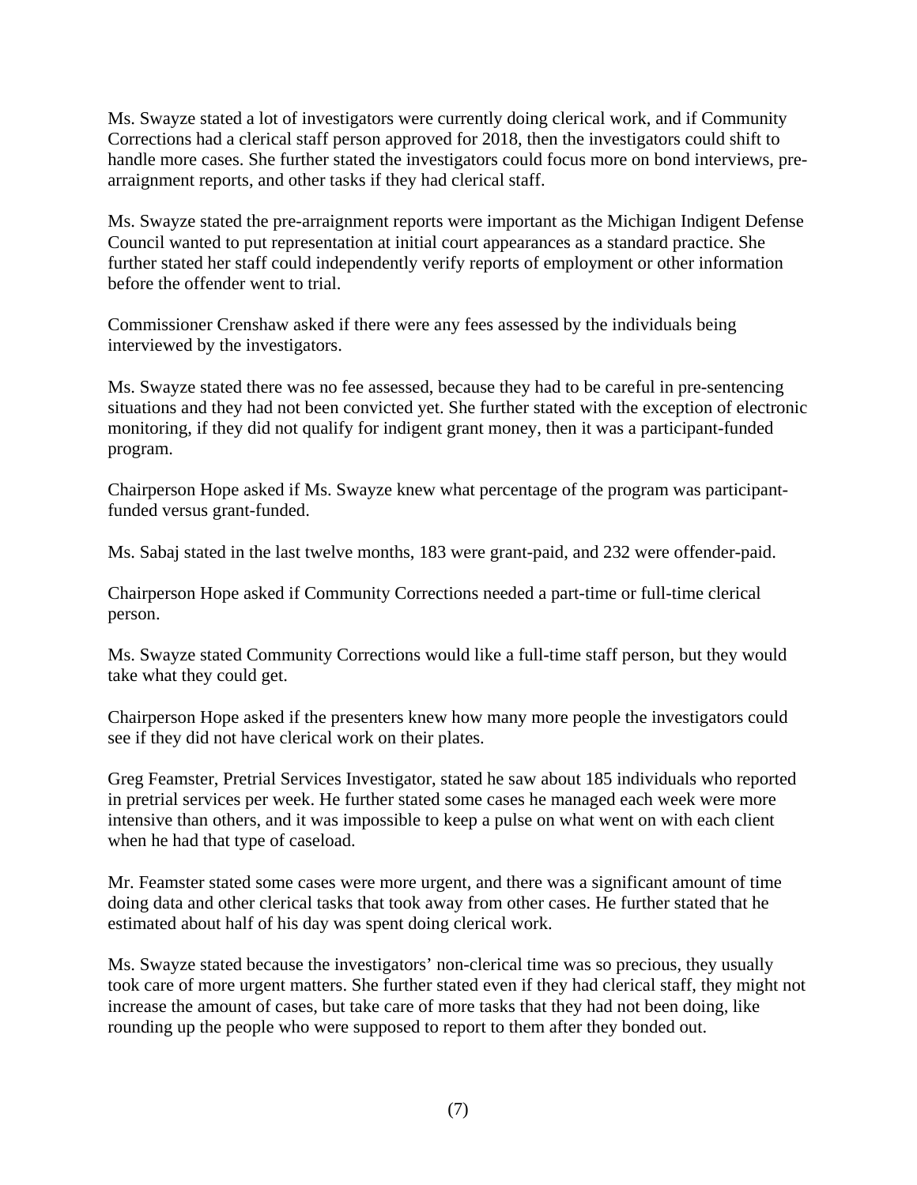Ms. Swayze stated a lot of investigators were currently doing clerical work, and if Community Corrections had a clerical staff person approved for 2018, then the investigators could shift to handle more cases. She further stated the investigators could focus more on bond interviews, pre-arraignment reports, and other tasks if they had clerical staff.

Ms. Swayze stated the pre-arraignment reports were important as the Michigan Indigent Defense Council wanted to put representation at initial court appearances as a standard practice. She further stated her staff could independently verify reports of employment or other information before the offender went to trial.

Commissioner Crenshaw asked if there were any fees assessed by the individuals being interviewed by the investigators.

Ms. Swayze stated there was no fee assessed, because they had to be careful in pre-sentencing situations and they had not been convicted yet. She further stated with the exception of electronic monitoring, if they did not qualify for indigent grant money, then it was a participant-funded program.

Chairperson Hope asked if Ms. Swayze knew what percentage of the program was participant-funded versus grant-funded.

Ms. Sabaj stated in the last twelve months, 183 were grant-paid, and 232 were offender-paid.

Chairperson Hope asked if Community Corrections needed a part-time or full-time clerical person.

Ms. Swayze stated Community Corrections would like a full-time staff person, but they would take what they could get.

Chairperson Hope asked if the presenters knew how many more people the investigators could see if they did not have clerical work on their plates.

Greg Feamster, Pretrial Services Investigator, stated he saw about 185 individuals who reported in pretrial services per week. He further stated some cases he managed each week were more intensive than others, and it was impossible to keep a pulse on what went on with each client when he had that type of caseload.

Mr. Feamster stated some cases were more urgent, and there was a significant amount of time doing data and other clerical tasks that took away from other cases. He further stated that he estimated about half of his day was spent doing clerical work.

Ms. Swayze stated because the investigators' non-clerical time was so precious, they usually took care of more urgent matters. She further stated even if they had clerical staff, they might not increase the amount of cases, but take care of more tasks that they had not been doing, like rounding up the people who were supposed to report to them after they bonded out.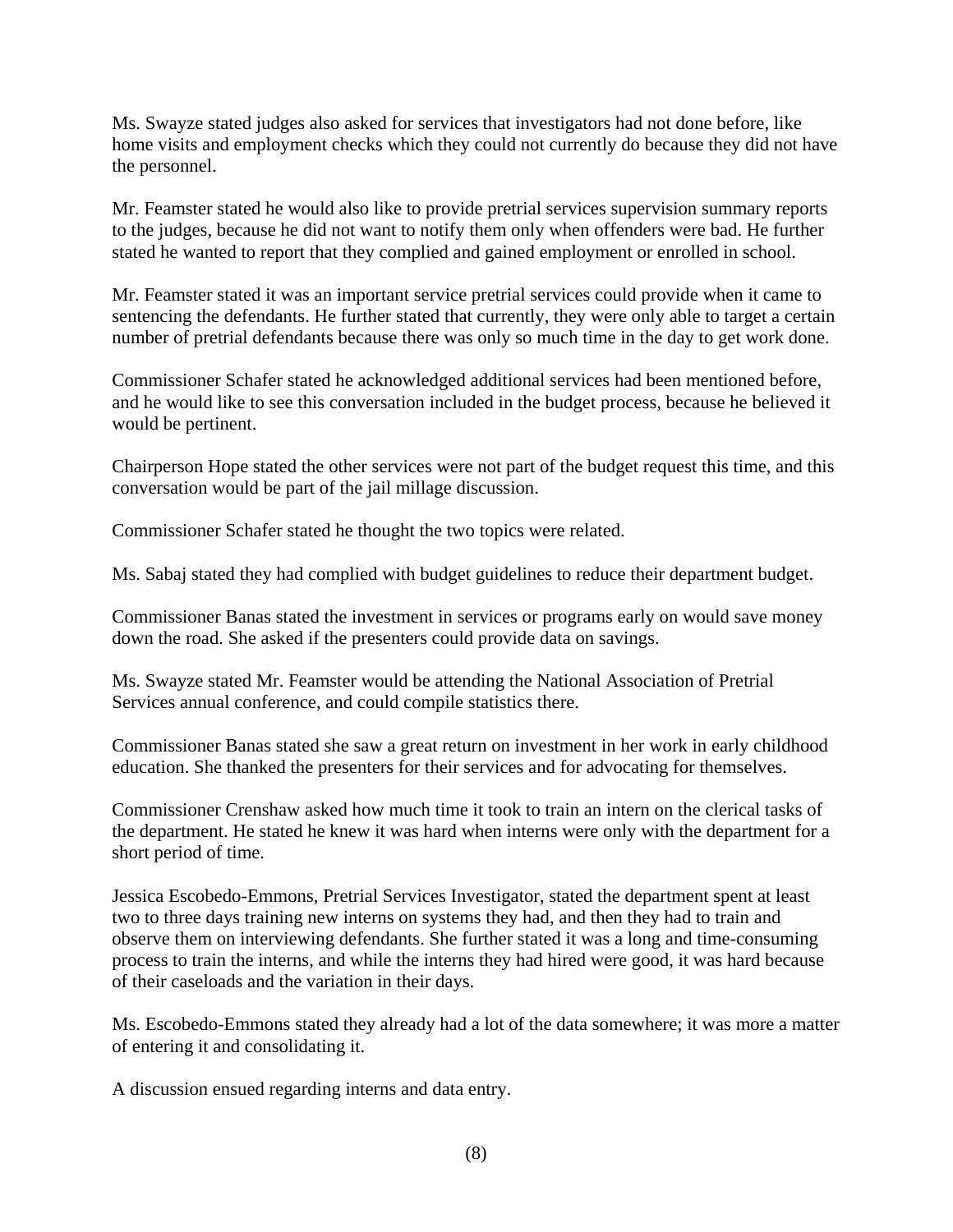Ms. Swayze stated judges also asked for services that investigators had not done before, like home visits and employment checks which they could not currently do because they did not have the personnel.

Mr. Feamster stated he would also like to provide pretrial services supervision summary reports to the judges, because he did not want to notify them only when offenders were bad. He further stated he wanted to report that they complied and gained employment or enrolled in school.

Mr. Feamster stated it was an important service pretrial services could provide when it came to sentencing the defendants. He further stated that currently, they were only able to target a certain number of pretrial defendants because there was only so much time in the day to get work done.

Commissioner Schafer stated he acknowledged additional services had been mentioned before, and he would like to see this conversation included in the budget process, because he believed it would be pertinent.

Chairperson Hope stated the other services were not part of the budget request this time, and this conversation would be part of the jail millage discussion.

Commissioner Schafer stated he thought the two topics were related.

Ms. Sabaj stated they had complied with budget guidelines to reduce their department budget.

Commissioner Banas stated the investment in services or programs early on would save money down the road. She asked if the presenters could provide data on savings.

Ms. Swayze stated Mr. Feamster would be attending the National Association of Pretrial Services annual conference, and could compile statistics there.

Commissioner Banas stated she saw a great return on investment in her work in early childhood education. She thanked the presenters for their services and for advocating for themselves.

Commissioner Crenshaw asked how much time it took to train an intern on the clerical tasks of the department. He stated he knew it was hard when interns were only with the department for a short period of time.

Jessica Escobedo-Emmons, Pretrial Services Investigator, stated the department spent at least two to three days training new interns on systems they had, and then they had to train and observe them on interviewing defendants. She further stated it was a long and time-consuming process to train the interns, and while the interns they had hired were good, it was hard because of their caseloads and the variation in their days.

Ms. Escobedo-Emmons stated they already had a lot of the data somewhere; it was more a matter of entering it and consolidating it.

A discussion ensued regarding interns and data entry.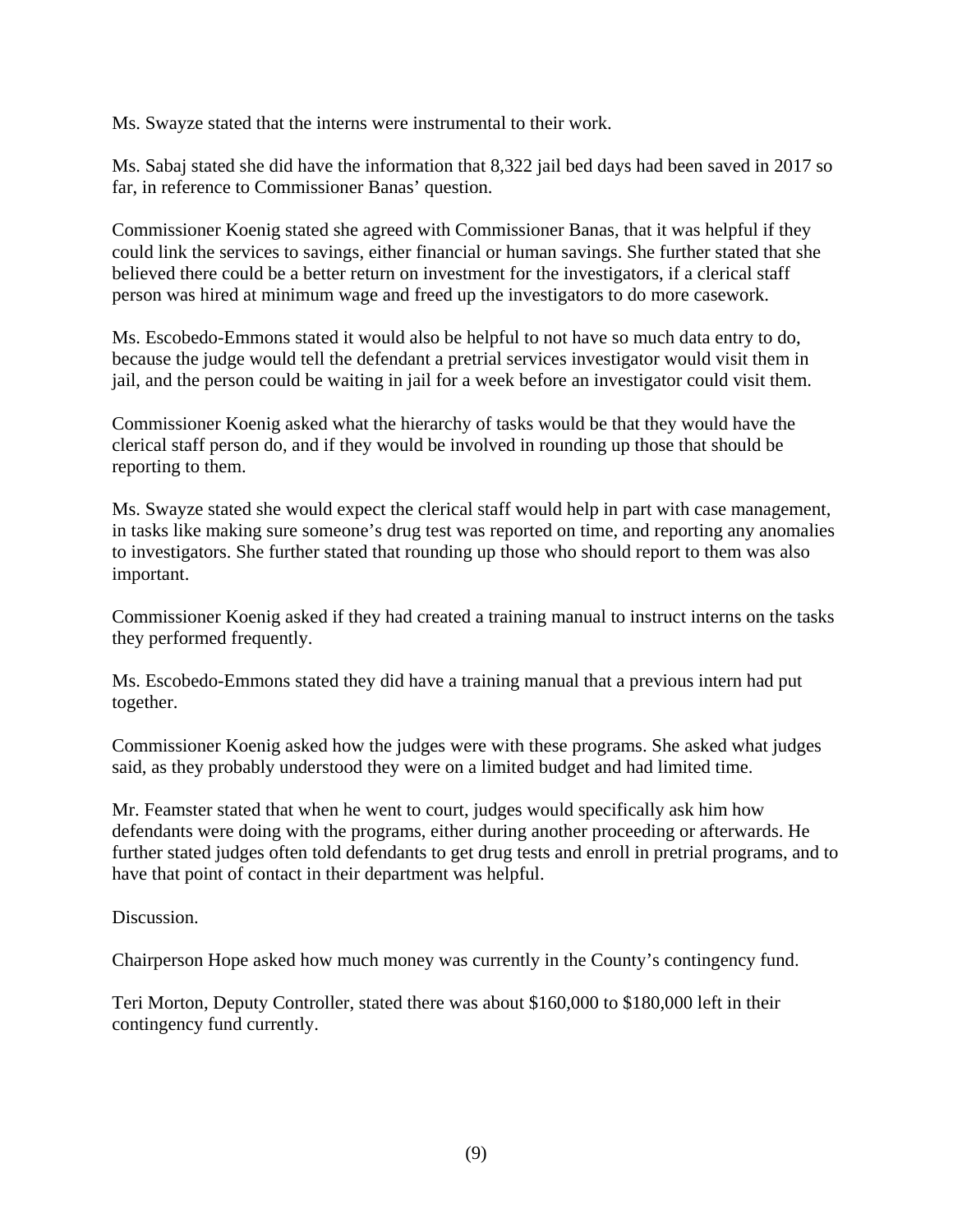Ms. Swayze stated that the interns were instrumental to their work.

Ms. Sabaj stated she did have the information that 8,322 jail bed days had been saved in 2017 so far, in reference to Commissioner Banas' question.

Commissioner Koenig stated she agreed with Commissioner Banas, that it was helpful if they could link the services to savings, either financial or human savings. She further stated that she believed there could be a better return on investment for the investigators, if a clerical staff person was hired at minimum wage and freed up the investigators to do more casework.

Ms. Escobedo-Emmons stated it would also be helpful to not have so much data entry to do, because the judge would tell the defendant a pretrial services investigator would visit them in jail, and the person could be waiting in jail for a week before an investigator could visit them.

Commissioner Koenig asked what the hierarchy of tasks would be that they would have the clerical staff person do, and if they would be involved in rounding up those that should be reporting to them.

Ms. Swayze stated she would expect the clerical staff would help in part with case management, in tasks like making sure someone's drug test was reported on time, and reporting any anomalies to investigators. She further stated that rounding up those who should report to them was also important.

Commissioner Koenig asked if they had created a training manual to instruct interns on the tasks they performed frequently.

Ms. Escobedo-Emmons stated they did have a training manual that a previous intern had put together.

Commissioner Koenig asked how the judges were with these programs. She asked what judges said, as they probably understood they were on a limited budget and had limited time.

Mr. Feamster stated that when he went to court, judges would specifically ask him how defendants were doing with the programs, either during another proceeding or afterwards. He further stated judges often told defendants to get drug tests and enroll in pretrial programs, and to have that point of contact in their department was helpful.

Discussion.

Chairperson Hope asked how much money was currently in the County's contingency fund.

Teri Morton, Deputy Controller, stated there was about $160,000 to $180,000 left in their contingency fund currently.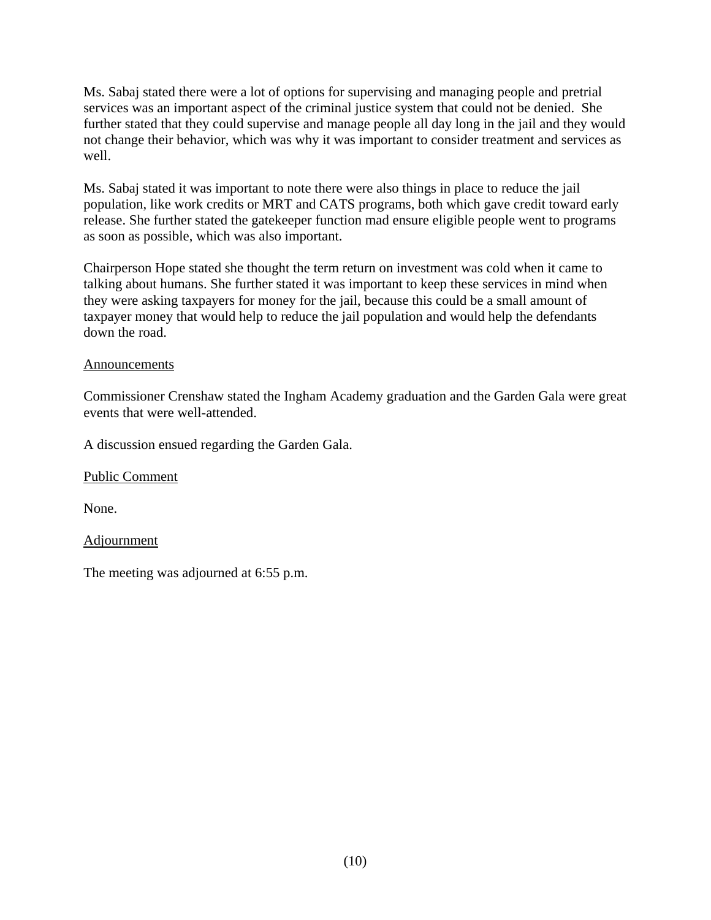Ms. Sabaj stated there were a lot of options for supervising and managing people and pretrial services was an important aspect of the criminal justice system that could not be denied. She further stated that they could supervise and manage people all day long in the jail and they would not change their behavior, which was why it was important to consider treatment and services as well.

Ms. Sabaj stated it was important to note there were also things in place to reduce the jail population, like work credits or MRT and CATS programs, both which gave credit toward early release. She further stated the gatekeeper function mad ensure eligible people went to programs as soon as possible, which was also important.

Chairperson Hope stated she thought the term return on investment was cold when it came to talking about humans. She further stated it was important to keep these services in mind when they were asking taxpayers for money for the jail, because this could be a small amount of taxpayer money that would help to reduce the jail population and would help the defendants down the road.

Announcements

Commissioner Crenshaw stated the Ingham Academy graduation and the Garden Gala were great events that were well-attended.

A discussion ensued regarding the Garden Gala.

Public Comment

None.

Adjournment

The meeting was adjourned at 6:55 p.m.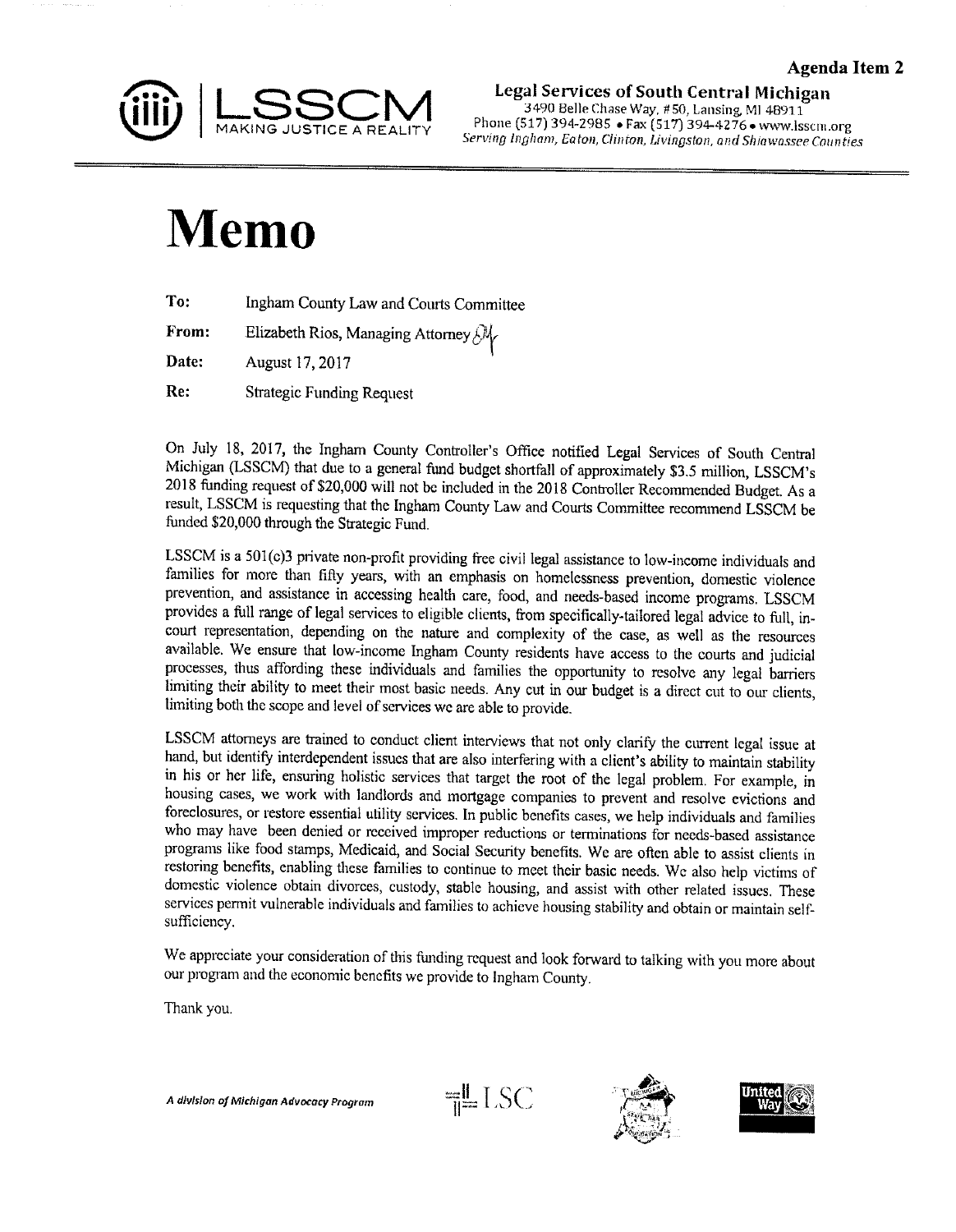Agenda Item 2

LSSCM | MAKING JUSTICE A REALITY

**Legal Services of South Central Michigan**
3490 Belle Chase Way, #50, Lansing, MI 48911
Phone (517) 394-2985 • Fax (517) 394-4276 • www.lsscm.org
*Serving Ingham, Eaton, Clinton, Livingston, and Shiawassee Counties*

# Memo

**To:** Ingham County Law and Courts Committee

**From:** Elizabeth Rios, Managing Attorney

**Date:** August 17, 2017

**Re:** Strategic Funding Request

On July 18, 2017, the Ingham County Controller's Office notified Legal Services of South Central Michigan (LSSCM) that due to a general fund budget shortfall of approximately $3.5 million, LSSCM's 2018 funding request of $20,000 will not be included in the 2018 Controller Recommended Budget. As a result, LSSCM is requesting that the Ingham County Law and Courts Committee recommend LSSCM be funded $20,000 through the Strategic Fund.

LSSCM is a 501(c)3 private non-profit providing free civil legal assistance to low-income individuals and families for more than fifty years, with an emphasis on homelessness prevention, domestic violence prevention, and assistance in accessing health care, food, and needs-based income programs. LSSCM provides a full range of legal services to eligible clients, from specifically-tailored legal advice to full, in-court representation, depending on the nature and complexity of the case, as well as the resources available. We ensure that low-income Ingham County residents have access to the courts and judicial processes, thus affording these individuals and families the opportunity to resolve any legal barriers limiting their ability to meet their most basic needs. Any cut in our budget is a direct cut to our clients, limiting both the scope and level of services we are able to provide.

LSSCM attorneys are trained to conduct client interviews that not only clarify the current legal issue at hand, but identify interdependent issues that are also interfering with a client's ability to maintain stability in his or her life, ensuring holistic services that target the root of the legal problem. For example, in housing cases, we work with landlords and mortgage companies to prevent and resolve evictions and foreclosures, or restore essential utility services. In public benefits cases, we help individuals and families who may have been denied or received improper reductions or terminations for needs-based assistance programs like food stamps, Medicaid, and Social Security benefits. We are often able to assist clients in restoring benefits, enabling these families to continue to meet their basic needs. We also help victims of domestic violence obtain divorces, custody, stable housing, and assist with other related issues. These services permit vulnerable individuals and families to achieve housing stability and obtain or maintain self-sufficiency.

We appreciate your consideration of this funding request and look forward to talking with you more about our program and the economic benefits we provide to Ingham County.

Thank you.

*A division of Michigan Advocacy Program*

LSC

United Way